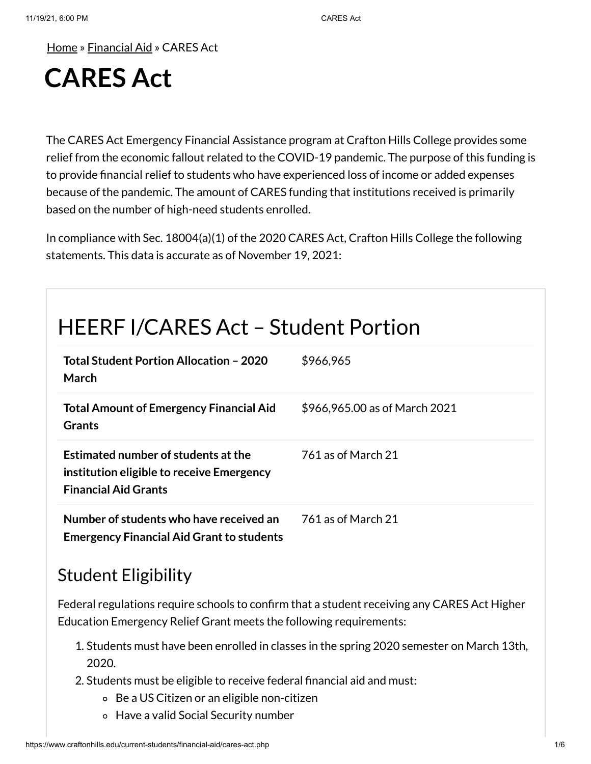Home » Financial Aid » CARES Act

# CARES Act

The CARES Act Emergency Financial Assistance program at Crafton Hills College provides some relief from the economic fallout related to the COVID-19 pandemic. The purpose of this funding is to provide financial relief to students who have experienced loss of income or added expenses because of the pandemic. The amount of CARES funding that institutions received is primarily based on the number of high-need students enrolled.

In compliance with Sec. 18004(a)(1) of the 2020 CARES Act, Crafton Hills College the following statements. This data is accurate as of November 19, 2021:

## HEERF I/CARES Act – Student Portion

| | |
|---|---|
| **Total Student Portion Allocation – 2020 March** | $966,965 |
| **Total Amount of Emergency Financial Aid Grants** | $966,965.00 as of March 2021 |
| **Estimated number of students at the institution eligible to receive Emergency Financial Aid Grants** | 761 as of March 21 |
| **Number of students who have received an Emergency Financial Aid Grant to students** | 761 as of March 21 |

### Student Eligibility

Federal regulations require schools to confirm that a student receiving any CARES Act Higher Education Emergency Relief Grant meets the following requirements:

1. Students must have been enrolled in classes in the spring 2020 semester on March 13th, 2020.
2. Students must be eligible to receive federal financial aid and must:
   - Be a US Citizen or an eligible non-citizen
   - Have a valid Social Security number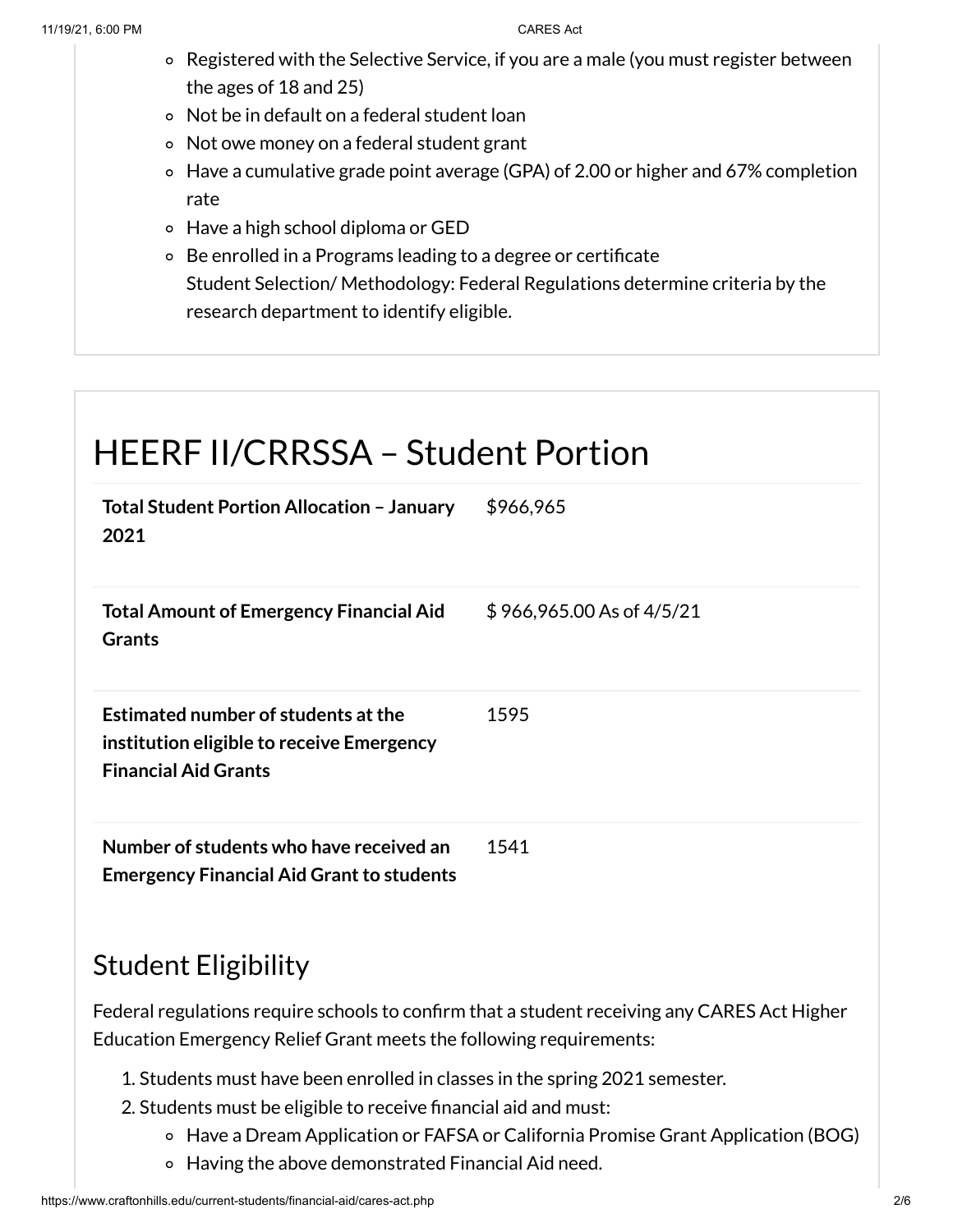- Registered with the Selective Service, if you are a male (you must register between the ages of 18 and 25)
- Not be in default on a federal student loan
- Not owe money on a federal student grant
- Have a cumulative grade point average (GPA) of 2.00 or higher and 67% completion rate
- Have a high school diploma or GED
- Be enrolled in a Programs leading to a degree or certificate
  Student Selection/ Methodology: Federal Regulations determine criteria by the research department to identify eligible.

# HEERF II/CRRSSA – Student Portion

| | |
|---|---|
| **Total Student Portion Allocation – January 2021** | $966,965 |
| **Total Amount of Emergency Financial Aid Grants** | $ 966,965.00 As of 4/5/21 |
| **Estimated number of students at the institution eligible to receive Emergency Financial Aid Grants** | 1595 |
| **Number of students who have received an Emergency Financial Aid Grant to students** | 1541 |

## Student Eligibility

Federal regulations require schools to confirm that a student receiving any CARES Act Higher Education Emergency Relief Grant meets the following requirements:

1. Students must have been enrolled in classes in the spring 2021 semester.
2. Students must be eligible to receive financial aid and must:
   - Have a Dream Application or FAFSA or California Promise Grant Application (BOG)
   - Having the above demonstrated Financial Aid need.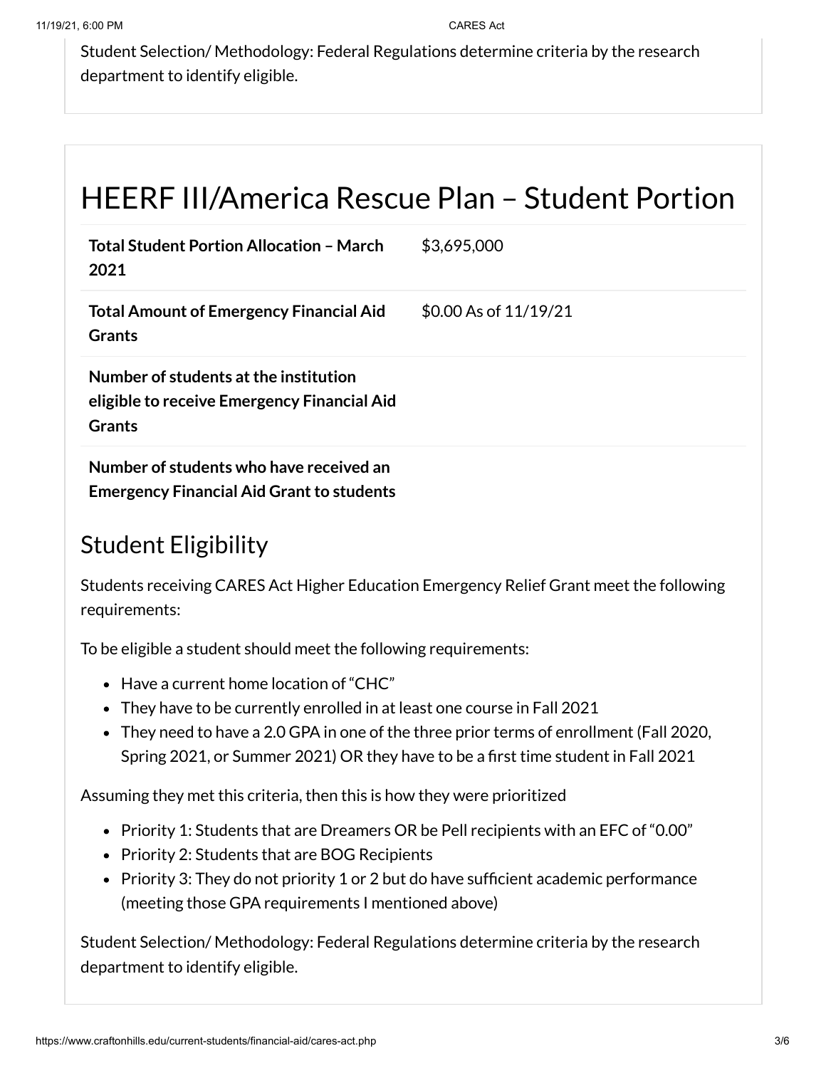Student Selection/ Methodology: Federal Regulations determine criteria by the research department to identify eligible.

## HEERF III/America Rescue Plan – Student Portion

| | |
|---|---|
| **Total Student Portion Allocation – March 2021** | $3,695,000 |
| **Total Amount of Emergency Financial Aid Grants** | $0.00 As of 11/19/21 |
| **Number of students at the institution eligible to receive Emergency Financial Aid Grants** | |
| **Number of students who have received an Emergency Financial Aid Grant to students** | |

### Student Eligibility

Students receiving CARES Act Higher Education Emergency Relief Grant meet the following requirements:

To be eligible a student should meet the following requirements:

- Have a current home location of "CHC"
- They have to be currently enrolled in at least one course in Fall 2021
- They need to have a 2.0 GPA in one of the three prior terms of enrollment (Fall 2020, Spring 2021, or Summer 2021) OR they have to be a first time student in Fall 2021

Assuming they met this criteria, then this is how they were prioritized

- Priority 1: Students that are Dreamers OR be Pell recipients with an EFC of "0.00"
- Priority 2: Students that are BOG Recipients
- Priority 3: They do not priority 1 or 2 but do have sufficient academic performance (meeting those GPA requirements I mentioned above)

Student Selection/ Methodology: Federal Regulations determine criteria by the research department to identify eligible.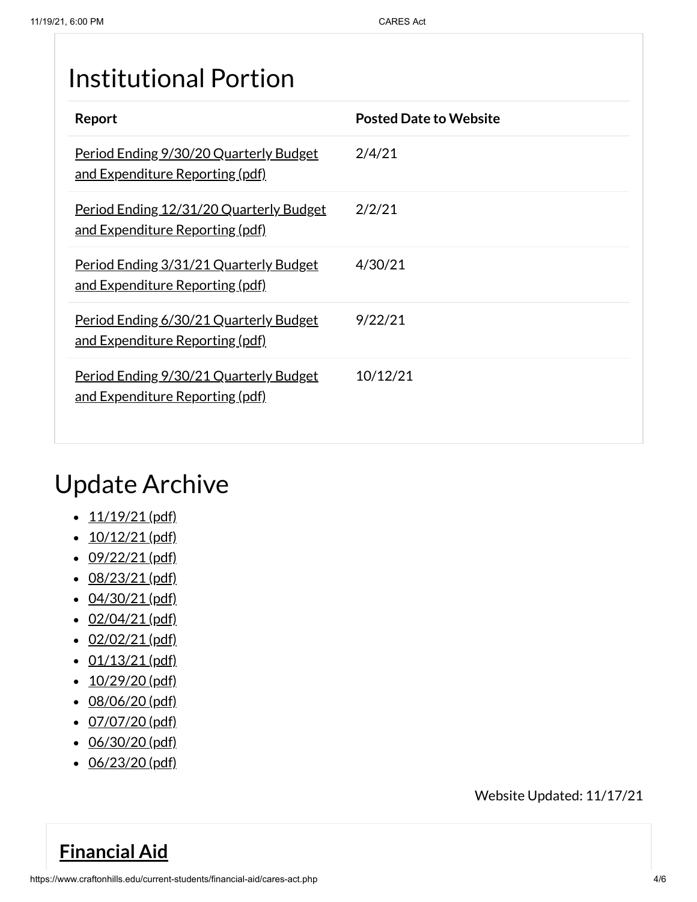# Institutional Portion

| Report | Posted Date to Website |
| --- | --- |
| Period Ending 9/30/20 Quarterly Budget and Expenditure Reporting (pdf) | 2/4/21 |
| Period Ending 12/31/20 Quarterly Budget and Expenditure Reporting (pdf) | 2/2/21 |
| Period Ending 3/31/21 Quarterly Budget and Expenditure Reporting (pdf) | 4/30/21 |
| Period Ending 6/30/21 Quarterly Budget and Expenditure Reporting (pdf) | 9/22/21 |
| Period Ending 9/30/21 Quarterly Budget and Expenditure Reporting (pdf) | 10/12/21 |

# Update Archive

- 11/19/21 (pdf)
- 10/12/21 (pdf)
- 09/22/21 (pdf)
- 08/23/21 (pdf)
- 04/30/21 (pdf)
- 02/04/21 (pdf)
- 02/02/21 (pdf)
- 01/13/21 (pdf)
- 10/29/20 (pdf)
- 08/06/20 (pdf)
- 07/07/20 (pdf)
- 06/30/20 (pdf)
- 06/23/20 (pdf)

Website Updated: 11/17/21

## **Financial Aid**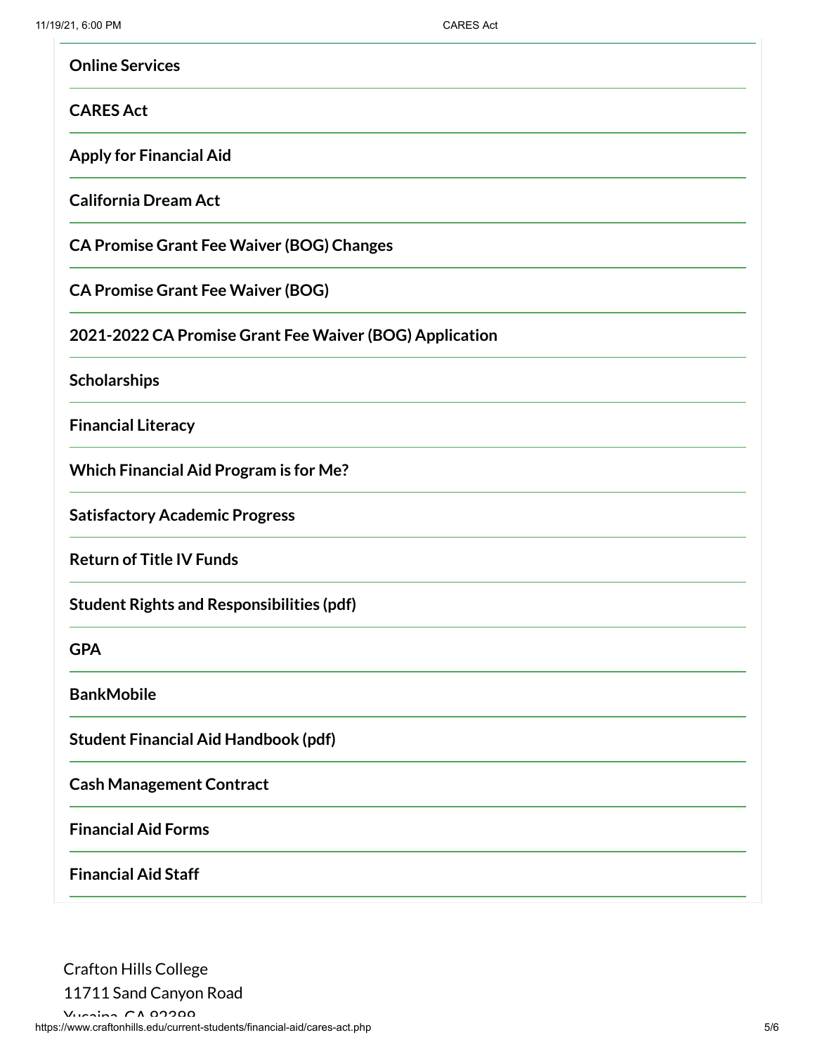**Online Services**

**CARES Act**

**Apply for Financial Aid**

**California Dream Act**

**CA Promise Grant Fee Waiver (BOG) Changes**

**CA Promise Grant Fee Waiver (BOG)**

**2021-2022 CA Promise Grant Fee Waiver (BOG) Application**

**Scholarships**

**Financial Literacy**

**Which Financial Aid Program is for Me?**

**Satisfactory Academic Progress**

**Return of Title IV Funds**

**Student Rights and Responsibilities (pdf)**

**GPA**

**BankMobile**

**Student Financial Aid Handbook (pdf)**

**Cash Management Contract**

**Financial Aid Forms**

**Financial Aid Staff**

Crafton Hills College
11711 Sand Canyon Road
Yucaipa, CA 92399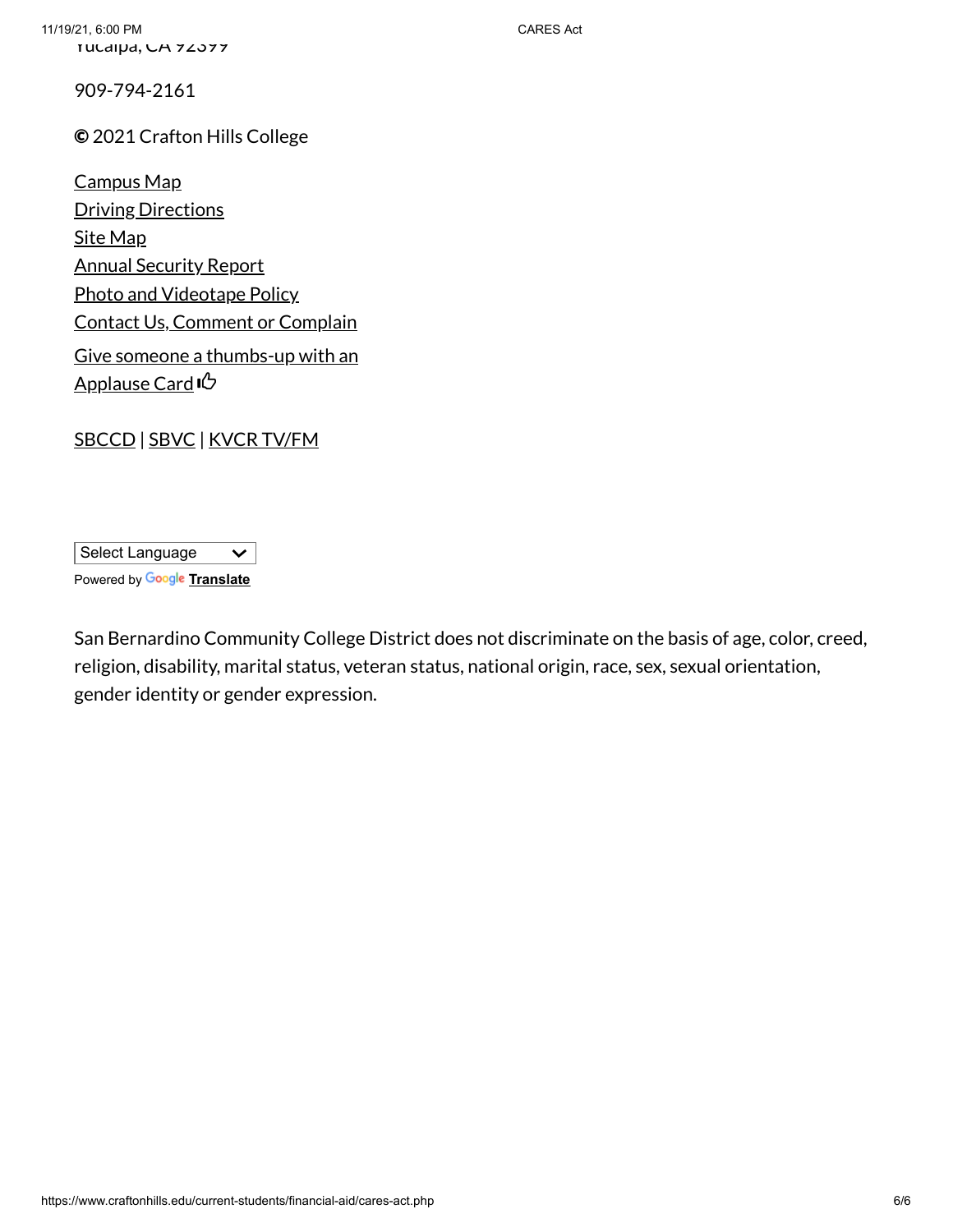Yucaipa, CA 92399

909-794-2161

**©** 2021 Crafton Hills College

Campus Map
Driving Directions
Site Map
Annual Security Report
Photo and Videotape Policy
Contact Us, Comment or Complain
Give someone a thumbs-up with an Applause Card

SBCCD | SBVC | KVCR TV/FM

Select Language
Powered by Google **Translate**

San Bernardino Community College District does not discriminate on the basis of age, color, creed, religion, disability, marital status, veteran status, national origin, race, sex, sexual orientation, gender identity or gender expression.